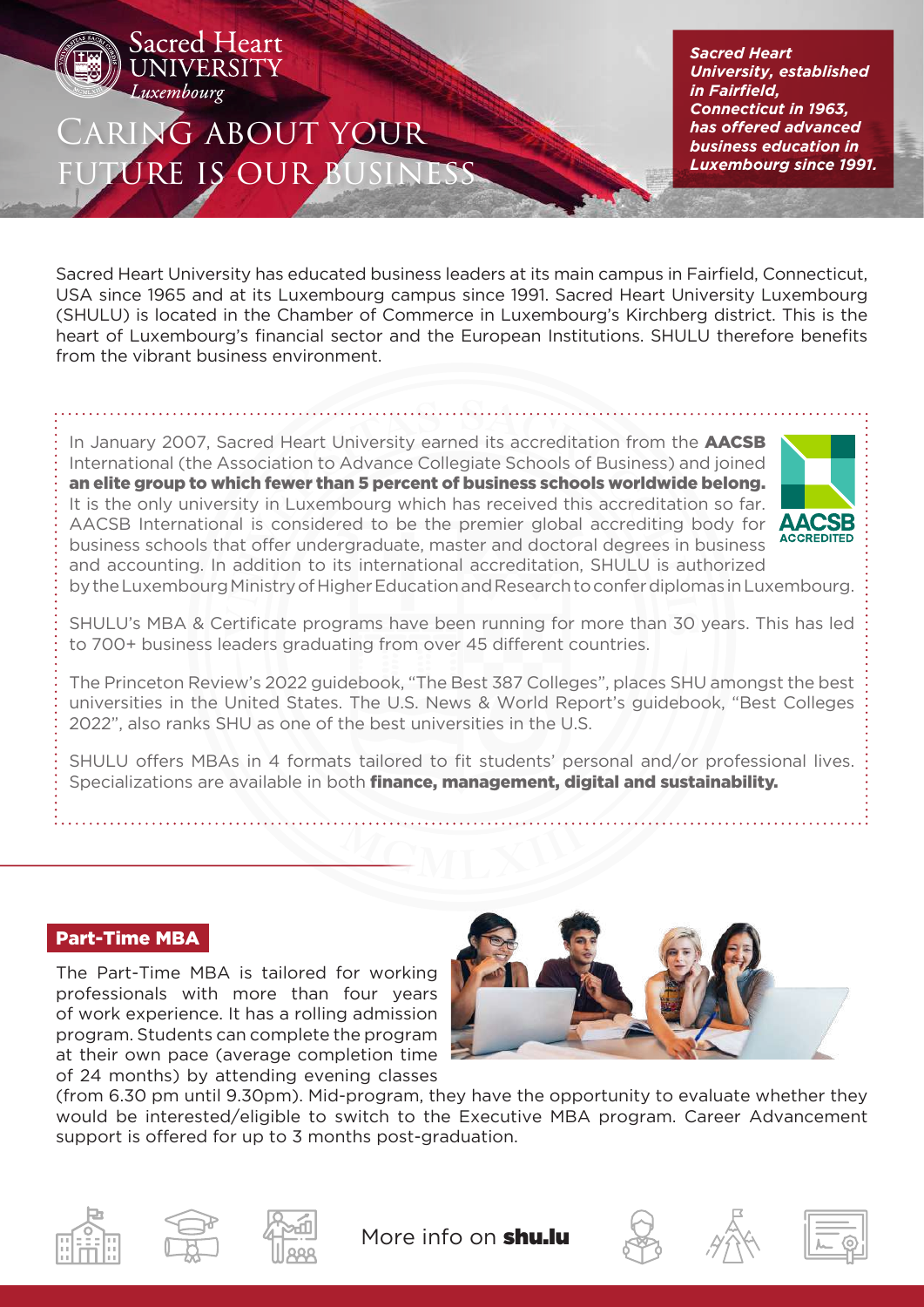Sacred Heart UNIVERSITY *Luxembourg*

# CARING ABOUT YOUR FUTURE IS OUR BUSINESS

***Sacred Heart University, established in Fairfield, Connecticut in 1963, has offered advanced business education in Luxembourg since 1991.***

Sacred Heart University has educated business leaders at its main campus in Fairfield, Connecticut, USA since 1965 and at its Luxembourg campus since 1991. Sacred Heart University Luxembourg (SHULU) is located in the Chamber of Commerce in Luxembourg's Kirchberg district. This is the heart of Luxembourg's financial sector and the European Institutions. SHULU therefore benefits from the vibrant business environment.

In January 2007, Sacred Heart University earned its accreditation from the **AACSB** International (the Association to Advance Collegiate Schools of Business) and joined **an elite group to which fewer than 5 percent of business schools worldwide belong.** It is the only university in Luxembourg which has received this accreditation so far. AACSB International is considered to be the premier global accrediting body for business schools that offer undergraduate, master and doctoral degrees in business and accounting. In addition to its international accreditation, SHULU is authorized by the Luxembourg Ministry of Higher Education and Research to confer diplomas in Luxembourg.

AACSB ACCREDITED

SHULU's MBA & Certificate programs have been running for more than 30 years. This has led to 700+ business leaders graduating from over 45 different countries.

The Princeton Review's 2022 guidebook, "The Best 387 Colleges", places SHU amongst the best universities in the United States. The U.S. News & World Report's guidebook, "Best Colleges 2022", also ranks SHU as one of the best universities in the U.S.

SHULU offers MBAs in 4 formats tailored to fit students' personal and/or professional lives. Specializations are available in both **finance, management, digital and sustainability.**

## Part-Time MBA

The Part-Time MBA is tailored for working professionals with more than four years of work experience. It has a rolling admission program. Students can complete the program at their own pace (average completion time of 24 months) by attending evening classes (from 6.30 pm until 9.30pm). Mid-program, they have the opportunity to evaluate whether they would be interested/eligible to switch to the Executive MBA program. Career Advancement support is offered for up to 3 months post-graduation.

More info on **shu.lu**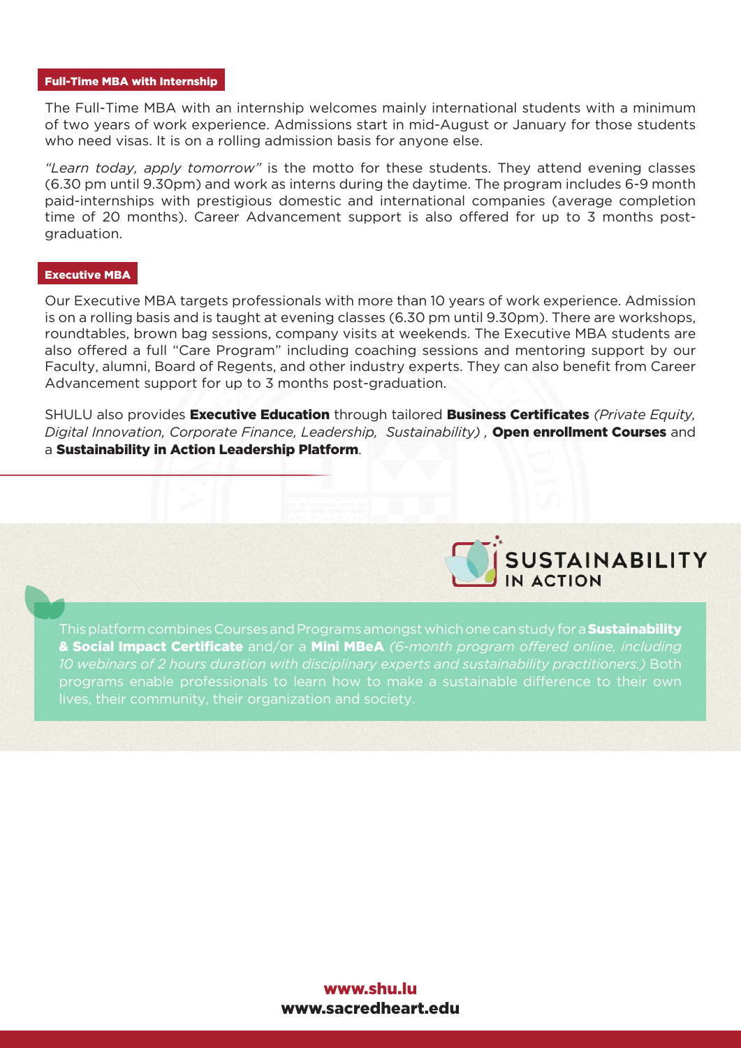## Full-Time MBA with Internship

The Full-Time MBA with an internship welcomes mainly international students with a minimum of two years of work experience. Admissions start in mid-August or January for those students who need visas. It is on a rolling admission basis for anyone else.

*"Learn today, apply tomorrow"* is the motto for these students. They attend evening classes (6.30 pm until 9.30pm) and work as interns during the daytime. The program includes 6-9 month paid-internships with prestigious domestic and international companies (average completion time of 20 months). Career Advancement support is also offered for up to 3 months post-graduation.

## Executive MBA

Our Executive MBA targets professionals with more than 10 years of work experience. Admission is on a rolling basis and is taught at evening classes (6.30 pm until 9.30pm). There are workshops, roundtables, brown bag sessions, company visits at weekends. The Executive MBA students are also offered a full "Care Program" including coaching sessions and mentoring support by our Faculty, alumni, Board of Regents, and other industry experts. They can also benefit from Career Advancement support for up to 3 months post-graduation.

SHULU also provides **Executive Education** through tailored **Business Certificates** *(Private Equity, Digital Innovation, Corporate Finance, Leadership, Sustainability)* , **Open enrollment Courses** and a **Sustainability in Action Leadership Platform**.

## SUSTAINABILITY IN ACTION

This platform combines Courses and Programs amongst which one can study for a **Sustainability & Social Impact Certificate** and/or a **Mini MBeA** *(6-month program offered online, including 10 webinars of 2 hours duration with disciplinary experts and sustainability practitioners.)* Both programs enable professionals to learn how to make a sustainable difference to their own lives, their community, their organization and society.

**www.shu.lu**
**www.sacredheart.edu**